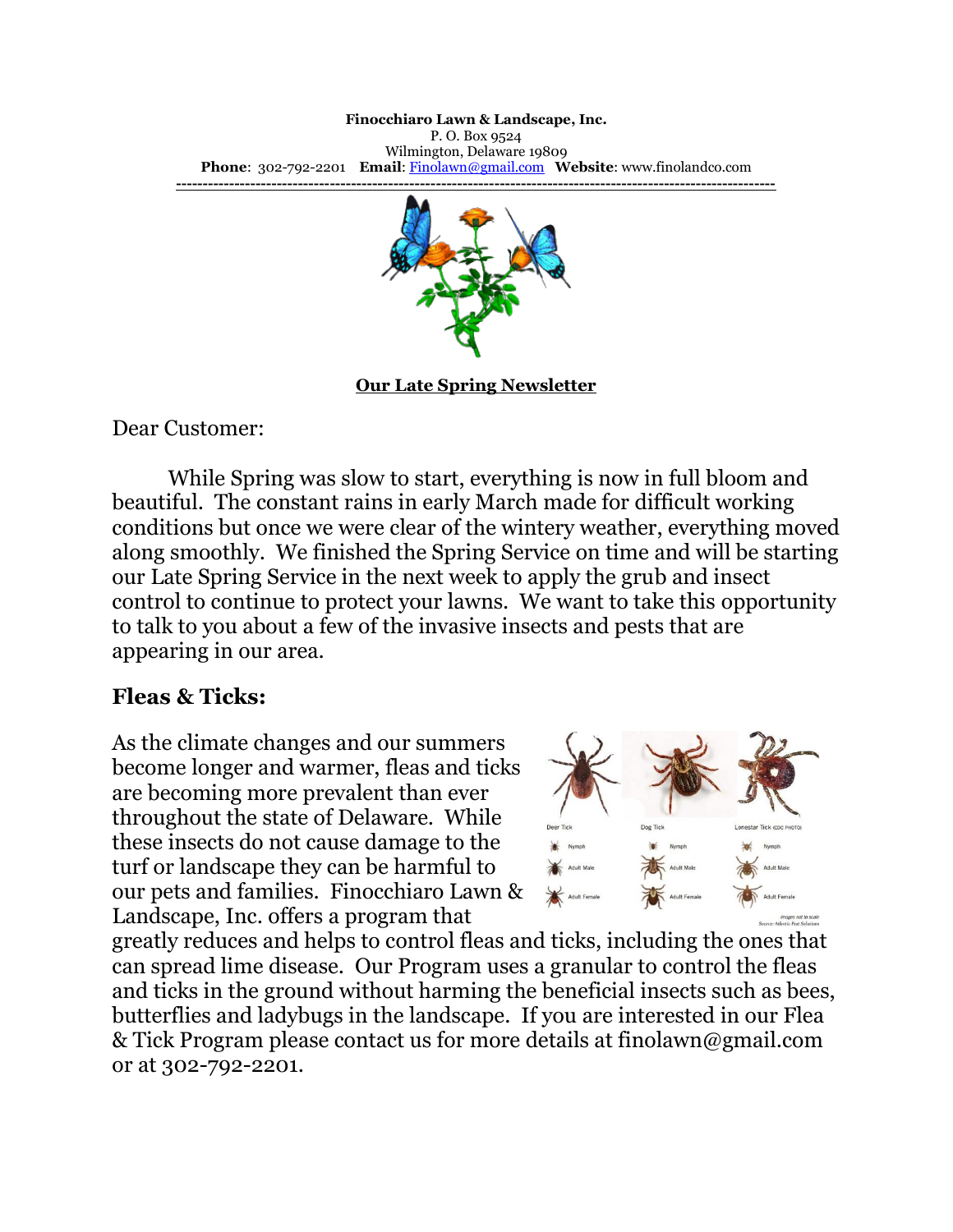**Finocchiaro Lawn & Landscape, Inc.**
P. O. Box 9524
Wilmington, Delaware 19809
**Phone**: 302-792-2201 **Email**: Finolawn@gmail.com **Website**: www.finolandco.com

---

**Our Late Spring Newsletter**

Dear Customer:

While Spring was slow to start, everything is now in full bloom and beautiful. The constant rains in early March made for difficult working conditions but once we were clear of the wintery weather, everything moved along smoothly. We finished the Spring Service on time and will be starting our Late Spring Service in the next week to apply the grub and insect control to continue to protect your lawns. We want to take this opportunity to talk to you about a few of the invasive insects and pests that are appearing in our area.

## Fleas & Ticks:

As the climate changes and our summers become longer and warmer, fleas and ticks are becoming more prevalent than ever throughout the state of Delaware. While these insects do not cause damage to the turf or landscape they can be harmful to our pets and families. Finocchiaro Lawn & Landscape, Inc. offers a program that greatly reduces and helps to control fleas and ticks, including the ones that can spread lime disease. Our Program uses a granular to control the fleas and ticks in the ground without harming the beneficial insects such as bees, butterflies and ladybugs in the landscape. If you are interested in our Flea & Tick Program please contact us for more details at finolawn@gmail.com or at 302-792-2201.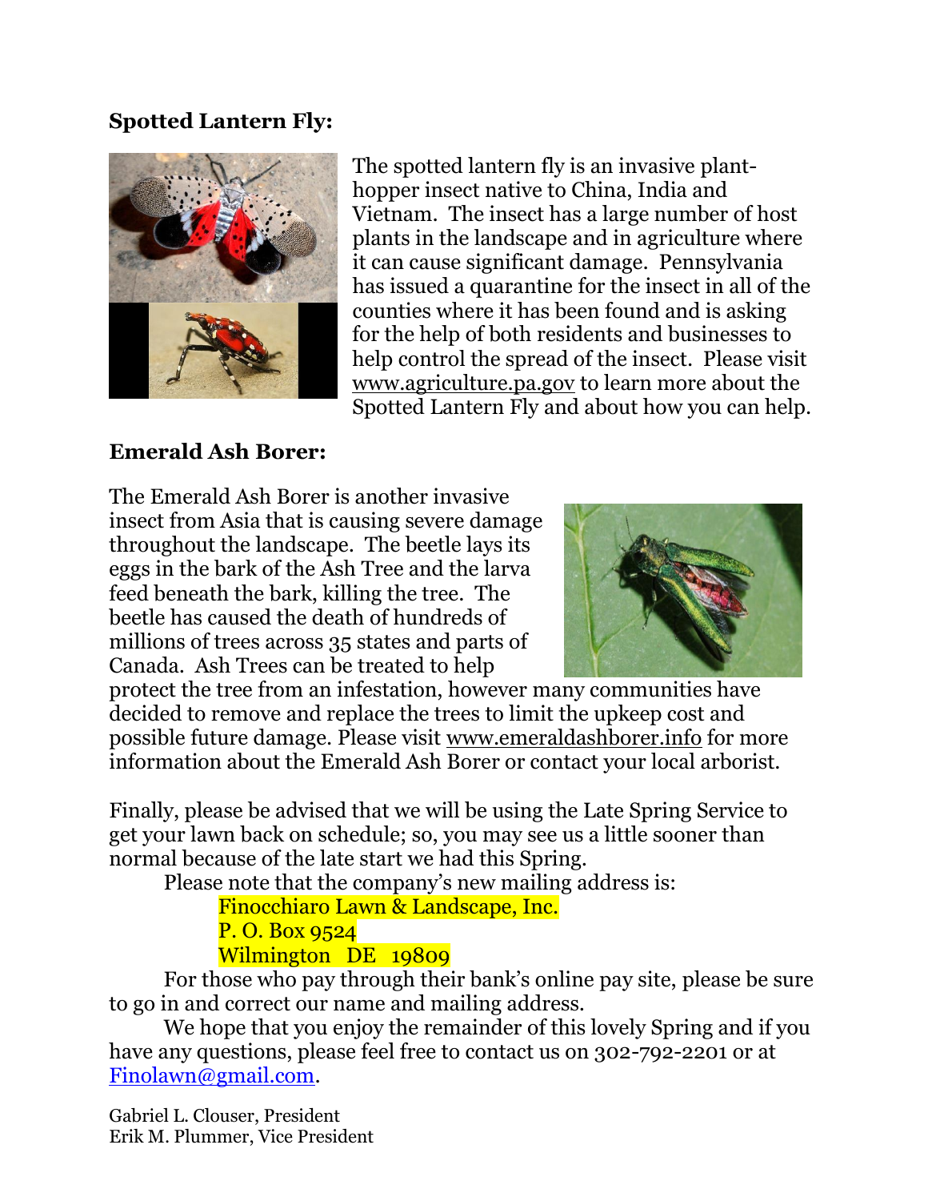**Spotted Lantern Fly:**

The spotted lantern fly is an invasive plant-hopper insect native to China, India and Vietnam. The insect has a large number of host plants in the landscape and in agriculture where it can cause significant damage. Pennsylvania has issued a quarantine for the insect in all of the counties where it has been found and is asking for the help of both residents and businesses to help control the spread of the insect. Please visit www.agriculture.pa.gov to learn more about the Spotted Lantern Fly and about how you can help.

**Emerald Ash Borer:**

The Emerald Ash Borer is another invasive insect from Asia that is causing severe damage throughout the landscape. The beetle lays its eggs in the bark of the Ash Tree and the larva feed beneath the bark, killing the tree. The beetle has caused the death of hundreds of millions of trees across 35 states and parts of Canada. Ash Trees can be treated to help protect the tree from an infestation, however many communities have decided to remove and replace the trees to limit the upkeep cost and possible future damage. Please visit www.emeraldashborer.info for more information about the Emerald Ash Borer or contact your local arborist.

Finally, please be advised that we will be using the Late Spring Service to get your lawn back on schedule; so, you may see us a little sooner than normal because of the late start we had this Spring.

Please note that the company's new mailing address is:

Finocchiaro Lawn & Landscape, Inc.
P. O. Box 9524
Wilmington DE 19809

For those who pay through their bank's online pay site, please be sure to go in and correct our name and mailing address.

We hope that you enjoy the remainder of this lovely Spring and if you have any questions, please feel free to contact us on 302-792-2201 or at Finolawn@gmail.com.

Gabriel L. Clouser, President
Erik M. Plummer, Vice President